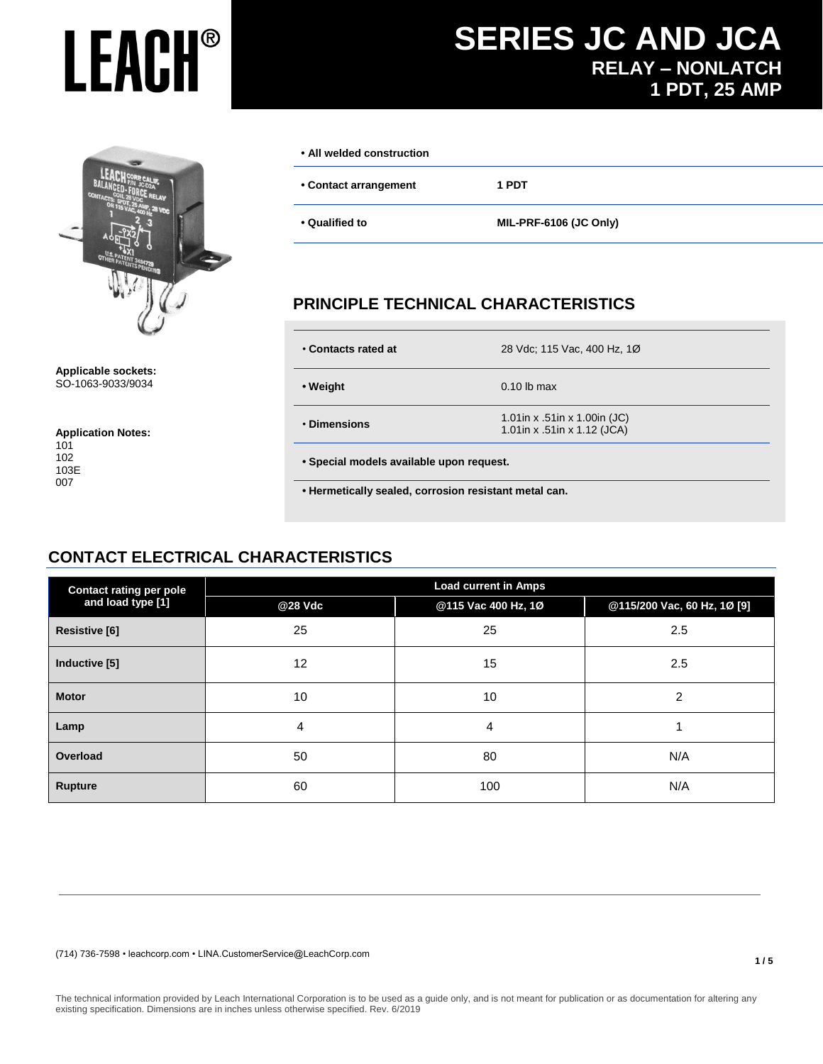# LEACH®

# SERIES JC AND JCA

## RELAY – NONLATCH
## 1 PDT, 25 AMP

**Applicable sockets:**
SO-1063-9033/9034

**Application Notes:**
101
102
103E
007

- **All welded construction**

| | |
|---|---|
| **• Contact arrangement** | **1 PDT** |
| **• Qualified to** | **MIL-PRF-6106 (JC Only)** |

## PRINCIPLE TECHNICAL CHARACTERISTICS

| | |
|---|---|
| **• Contacts rated at** | 28 Vdc; 115 Vac, 400 Hz, 1Ø |
| **• Weight** | 0.10 lb max |
| **• Dimensions** | 1.01in x .51in x 1.00in (JC)<br>1.01in x .51in x 1.12 (JCA) |

- **Special models available upon request.**
- **Hermetically sealed, corrosion resistant metal can.**

## CONTACT ELECTRICAL CHARACTERISTICS

| Contact rating per pole and load type [1] | Load current in Amps | | |
|---|---|---|---|
| | @28 Vdc | @115 Vac 400 Hz, 1Ø | @115/200 Vac, 60 Hz, 1Ø [9] |
| **Resistive [6]** | 25 | 25 | 2.5 |
| **Inductive [5]** | 12 | 15 | 2.5 |
| **Motor** | 10 | 10 | 2 |
| **Lamp** | 4 | 4 | 1 |
| **Overload** | 50 | 80 | N/A |
| **Rupture** | 60 | 100 | N/A |

(714) 736-7598 • leachcorp.com • LINA.CustomerService@LeachCorp.com

The technical information provided by Leach International Corporation is to be used as a guide only, and is not meant for publication or as documentation for altering any existing specification. Dimensions are in inches unless otherwise specified. Rev. 6/2019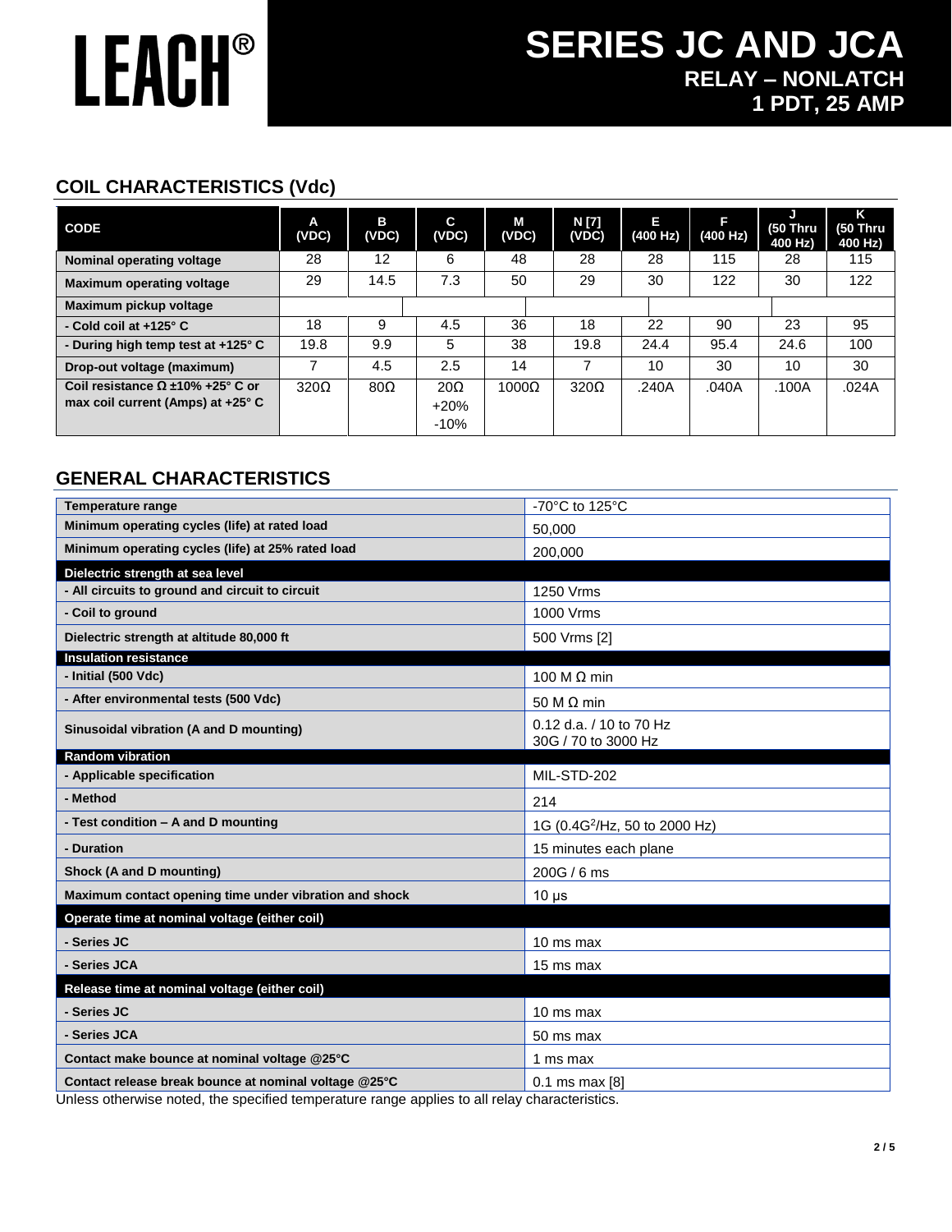# LEACH®

# SERIES JC AND JCA

## RELAY – NONLATCH
## 1 PDT, 25 AMP

## COIL CHARACTERISTICS (Vdc)

| CODE | A (VDC) | B (VDC) | C (VDC) | M (VDC) | N [7] (VDC) | E (400 Hz) | F (400 Hz) | J (50 Thru 400 Hz) | K (50 Thru 400 Hz) |
|---|---|---|---|---|---|---|---|---|---|
| **Nominal operating voltage** | 28 | 12 | 6 | 48 | 28 | 28 | 115 | 28 | 115 |
| **Maximum operating voltage** | 29 | 14.5 | 7.3 | 50 | 29 | 30 | 122 | 30 | 122 |
| **Maximum pickup voltage** | | | | | | | | | |
| **- Cold coil at +125° C** | 18 | 9 | 4.5 | 36 | 18 | 22 | 90 | 23 | 95 |
| **- During high temp test at +125° C** | 19.8 | 9.9 | 5 | 38 | 19.8 | 24.4 | 95.4 | 24.6 | 100 |
| **Drop-out voltage (maximum)** | 7 | 4.5 | 2.5 | 14 | 7 | 10 | 30 | 10 | 30 |
| **Coil resistance Ω ±10% +25° C or max coil current (Amps) at +25° C** | 320Ω | 80Ω | 20Ω +20% -10% | 1000Ω | 320Ω | .240A | .040A | .100A | .024A |

## GENERAL CHARACTERISTICS

| | |
|---|---|
| **Temperature range** | -70°C to 125°C |
| **Minimum operating cycles (life) at rated load** | 50,000 |
| **Minimum operating cycles (life) at 25% rated load** | 200,000 |
| **Dielectric strength at sea level** | |
| **- All circuits to ground and circuit to circuit** | 1250 Vrms |
| **- Coil to ground** | 1000 Vrms |
| **Dielectric strength at altitude 80,000 ft** | 500 Vrms [2] |
| **Insulation resistance** | |
| **- Initial (500 Vdc)** | 100 M Ω min |
| **- After environmental tests (500 Vdc)** | 50 M Ω min |
| **Sinusoidal vibration (A and D mounting)** | 0.12 d.a. / 10 to 70 Hz<br>30G / 70 to 3000 Hz |
| **Random vibration** | |
| **- Applicable specification** | MIL-STD-202 |
| **- Method** | 214 |
| **- Test condition – A and D mounting** | 1G (0.4$G^2$/Hz, 50 to 2000 Hz) |
| **- Duration** | 15 minutes each plane |
| **Shock (A and D mounting)** | 200G / 6 ms |
| **Maximum contact opening time under vibration and shock** | 10 µs |
| **Operate time at nominal voltage (either coil)** | |
| **- Series JC** | 10 ms max |
| **- Series JCA** | 15 ms max |
| **Release time at nominal voltage (either coil)** | |
| **- Series JC** | 10 ms max |
| **- Series JCA** | 50 ms max |
| **Contact make bounce at nominal voltage @25°C** | 1 ms max |
| **Contact release break bounce at nominal voltage @25°C** | 0.1 ms max [8] |

Unless otherwise noted, the specified temperature range applies to all relay characteristics.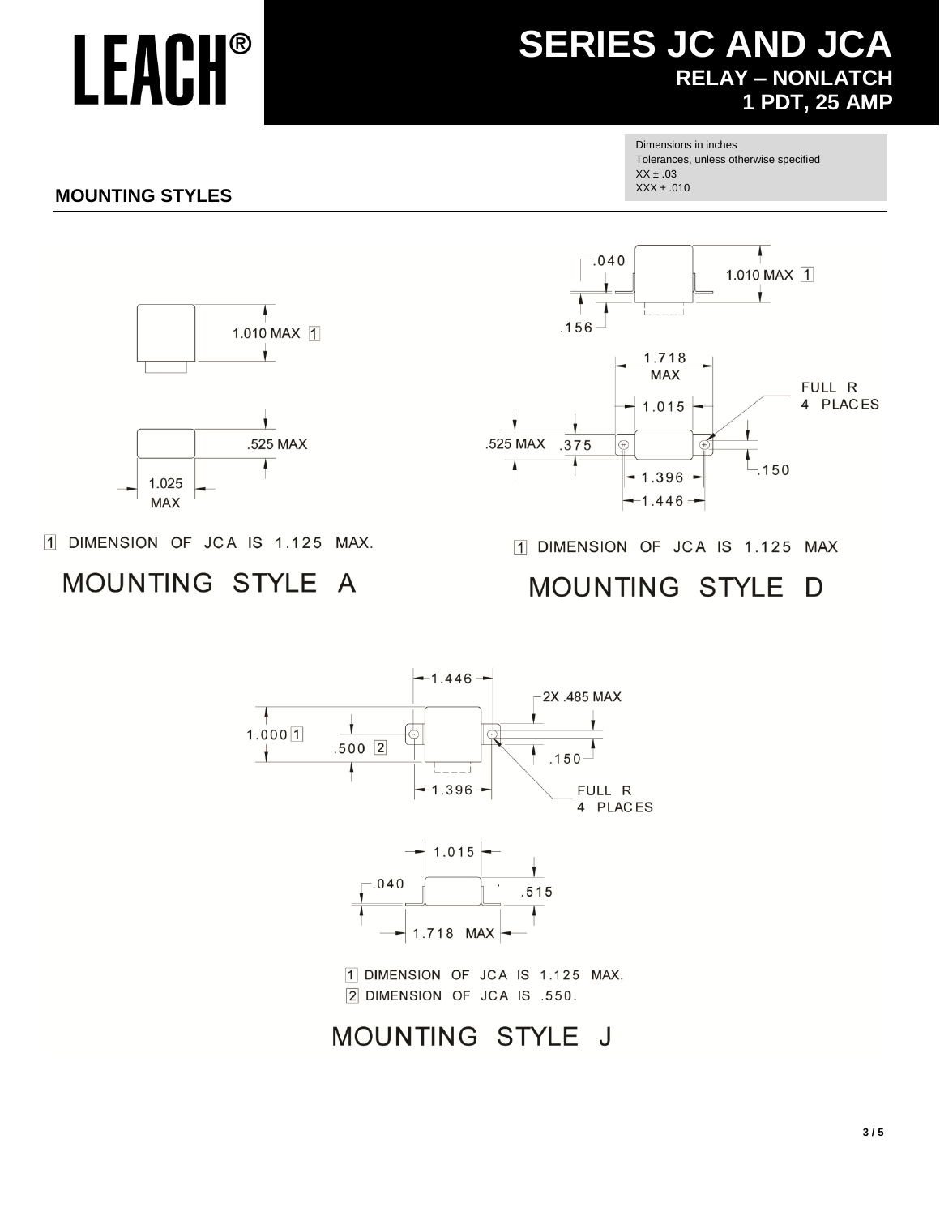# SERIES JC AND JCA

**RELAY – NONLATCH**

**1 PDT, 25 AMP**

Dimensions in inches
Tolerances, unless otherwise specified
XX ± .03
XXX ± .010

## MOUNTING STYLES

1.010 MAX [1]

.525 MAX

1.025 MAX

[1] DIMENSION OF JCA IS 1.125 MAX.

### MOUNTING STYLE A

.040

1.010 MAX [1]

.156

1.718 MAX

1.015

FULL R 4 PLACES

.525 MAX

.375

.150

1.396

1.446

[1] DIMENSION OF JCA IS 1.125 MAX

### MOUNTING STYLE D

1.446

2X .485 MAX

1.000 [1]

.500 [2]

.150

1.396

FULL R 4 PLACES

1.015

.040

.515

1.718 MAX

[1] DIMENSION OF JCA IS 1.125 MAX.
[2] DIMENSION OF JCA IS .550.

### MOUNTING STYLE J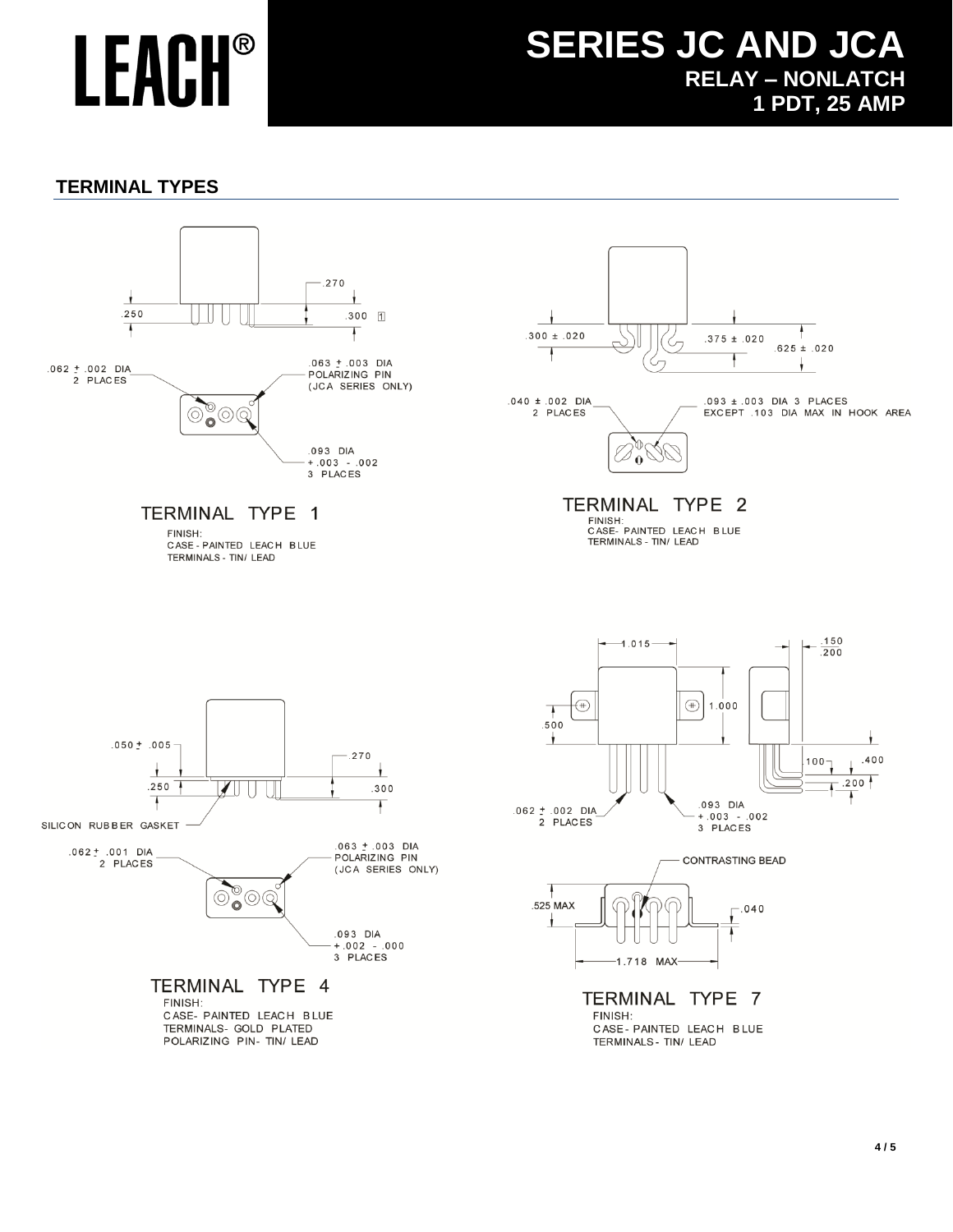# SERIES JC AND JCA

**RELAY – NONLATCH**
**1 PDT, 25 AMP**

## TERMINAL TYPES

.270
.250
.300 [1]
.062 ± .002 DIA 2 PLACES
.063 ± .003 DIA POLARIZING PIN (JCA SERIES ONLY)
.093 DIA +.003 -.002 3 PLACES

### TERMINAL TYPE 1

FINISH:
CASE - PAINTED LEACH BLUE
TERMINALS - TIN/ LEAD

.300 ± .020
.375 ± .020
.625 ± .020
.040 ± .002 DIA 2 PLACES
.093 ± .003 DIA 3 PLACES EXCEPT .103 DIA MAX IN HOOK AREA

### TERMINAL TYPE 2

FINISH:
CASE- PAINTED LEACH BLUE
TERMINALS - TIN/ LEAD

.050 ± .005
.270
.250
.300
SILICON RUBBER GASKET
.062 ± .001 DIA 2 PLACES
.063 ± .003 DIA POLARIZING PIN (JCA SERIES ONLY)
.093 DIA +.002 -.000 3 PLACES

### TERMINAL TYPE 4

FINISH:
CASE- PAINTED LEACH BLUE
TERMINALS- GOLD PLATED
POLARIZING PIN- TIN/ LEAD

1.015
.150
.200
1.000
.500
.100
.400
.200
.062 ± .002 DIA 2 PLACES
.093 DIA +.003 -.002 3 PLACES
CONTRASTING BEAD
.525 MAX
.040
1.718 MAX

### TERMINAL TYPE 7

FINISH:
CASE- PAINTED LEACH BLUE
TERMINALS- TIN/ LEAD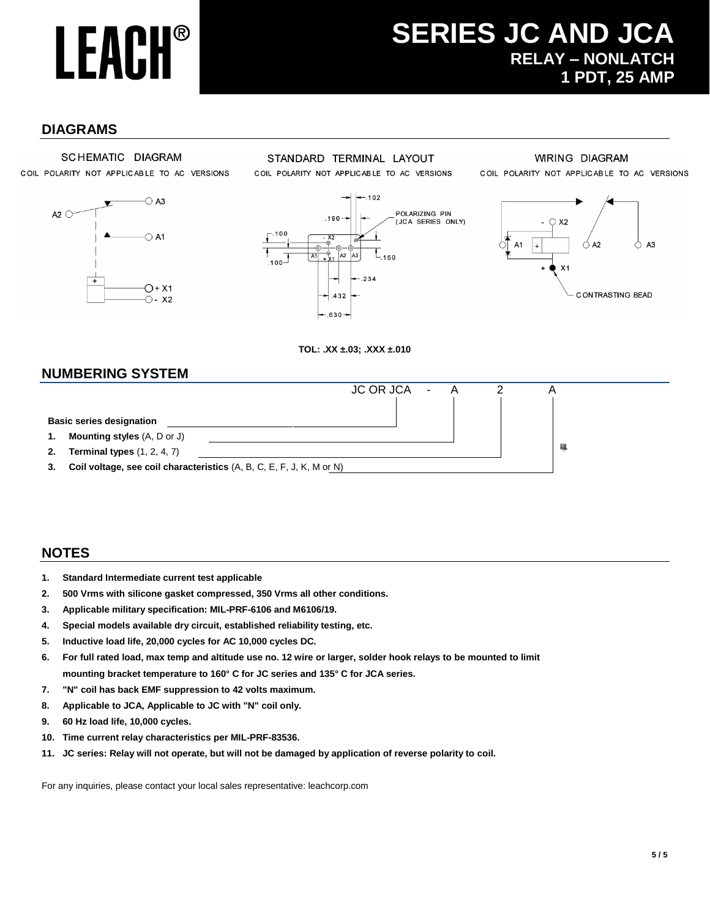# LEACH®

# SERIES JC AND JCA

**RELAY – NONLATCH**
**1 PDT, 25 AMP**

## DIAGRAMS

SCHEMATIC DIAGRAM

COIL POLARITY NOT APPLICABLE TO AC VERSIONS

A3

A2

A1

+ X1

- X2

STANDARD TERMINAL LAYOUT

COIL POLARITY NOT APPLICABLE TO AC VERSIONS

.102

.190

POLARIZING PIN (JCA SERIES ONLY)

.100

.100

- X2

A1 + X1 A2 A3

.150

.234

.432

.630

WIRING DIAGRAM

COIL POLARITY NOT APPLICABLE TO AC VERSIONS

- X2

A1

A2

A3

+ X1

CONTRASTING BEAD

**TOL: .XX ±.03; .XXX ±.010**

## NUMBERING SYSTEM

JC OR JCA - A 2 A

**Basic series designation**

1. **Mounting styles** (A, D or J)
2. **Terminal types** (1, 2, 4, 7)
3. **Coil voltage, see coil characteristics** (A, B, C, E, F, J, K, M or N)

## NOTES

1. **Standard Intermediate current test applicable**
2. **500 Vrms with silicone gasket compressed, 350 Vrms all other conditions.**
3. **Applicable military specification: MIL-PRF-6106 and M6106/19.**
4. **Special models available dry circuit, established reliability testing, etc.**
5. **Inductive load life, 20,000 cycles for AC 10,000 cycles DC.**
6. **For full rated load, max temp and altitude use no. 12 wire or larger, solder hook relays to be mounted to limit mounting bracket temperature to 160° C for JC series and 135° C for JCA series.**
7. **"N" coil has back EMF suppression to 42 volts maximum.**
8. **Applicable to JCA, Applicable to JC with "N" coil only.**
9. **60 Hz load life, 10,000 cycles.**
10. **Time current relay characteristics per MIL-PRF-83536.**
11. **JC series: Relay will not operate, but will not be damaged by application of reverse polarity to coil.**

For any inquiries, please contact your local sales representative: leachcorp.com